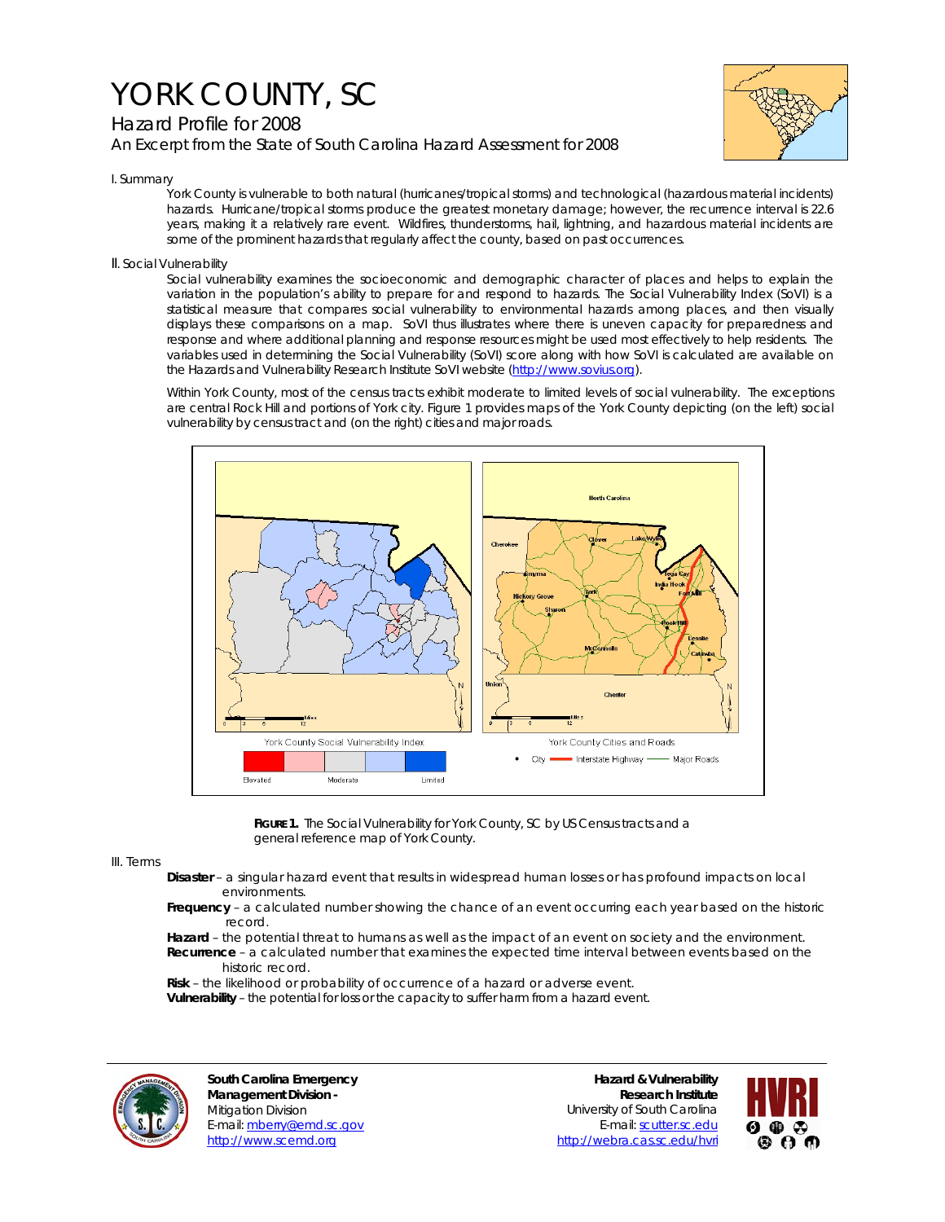# YORK COUNTY, SC

## Hazard Profile for 2008

An Excerpt from the State of South Carolina Hazard Assessment for 2008

I. Summary

York County is vulnerable to both natural (hurricanes/tropical storms) and technological (hazardous material incidents) hazards. Hurricane/tropical storms produce the greatest monetary damage; however, the recurrence interval is 22.6 years, making it a relatively rare event. Wildfires, thunderstorms, hail, lightning, and hazardous material incidents are some of the prominent hazards that regularly affect the county, based on past occurrences.

II. Social Vulnerability

Social vulnerability examines the socioeconomic and demographic character of places and helps to explain the variation in the population's ability to prepare for and respond to hazards. The Social Vulnerability Index (SoVI) is a statistical measure that compares social vulnerability to environmental hazards among places, and then visually displays these comparisons on a map. SoVI thus illustrates where there is uneven capacity for preparedness and response and where additional planning and response resources might be used most effectively to help residents. The variables used in determining the Social Vulnerability (SoVI) score along with how SoVI is calculated are available on the Hazards and Vulnerability Research Institute SoVI website (http://www.sovius.org).

Within York County, most of the census tracts exhibit moderate to limited levels of social vulnerability. The exceptions are central Rock Hill and portions of York city. Figure 1 provides maps of the York County depicting (on the left) social vulnerability by census tract and (on the right) cities and major roads.

**FIGURE 1.** The Social Vulnerability for York County, SC by US Census tracts and a general reference map of York County.

III. Terms

**Disaster** – a singular hazard event that results in widespread human losses or has profound impacts on local environments.

**Frequency** – a calculated number showing the chance of an event occurring each year based on the historic record.

**Hazard** – the potential threat to humans as well as the impact of an event on society and the environment.

**Recurrence** – a calculated number that examines the expected time interval between events based on the historic record.

**Risk** – the likelihood or probability of occurrence of a hazard or adverse event.

**Vulnerability** – the potential for loss or the capacity to suffer harm from a hazard event.

**South Carolina Emergency Management Division -**
Mitigation Division
E-mail: mberry@emd.sc.gov
http://www.scemd.org

**Hazard & Vulnerability Research Institute**
University of South Carolina
E-mail: scutter.sc.edu
http://webra.cas.sc.edu/hvri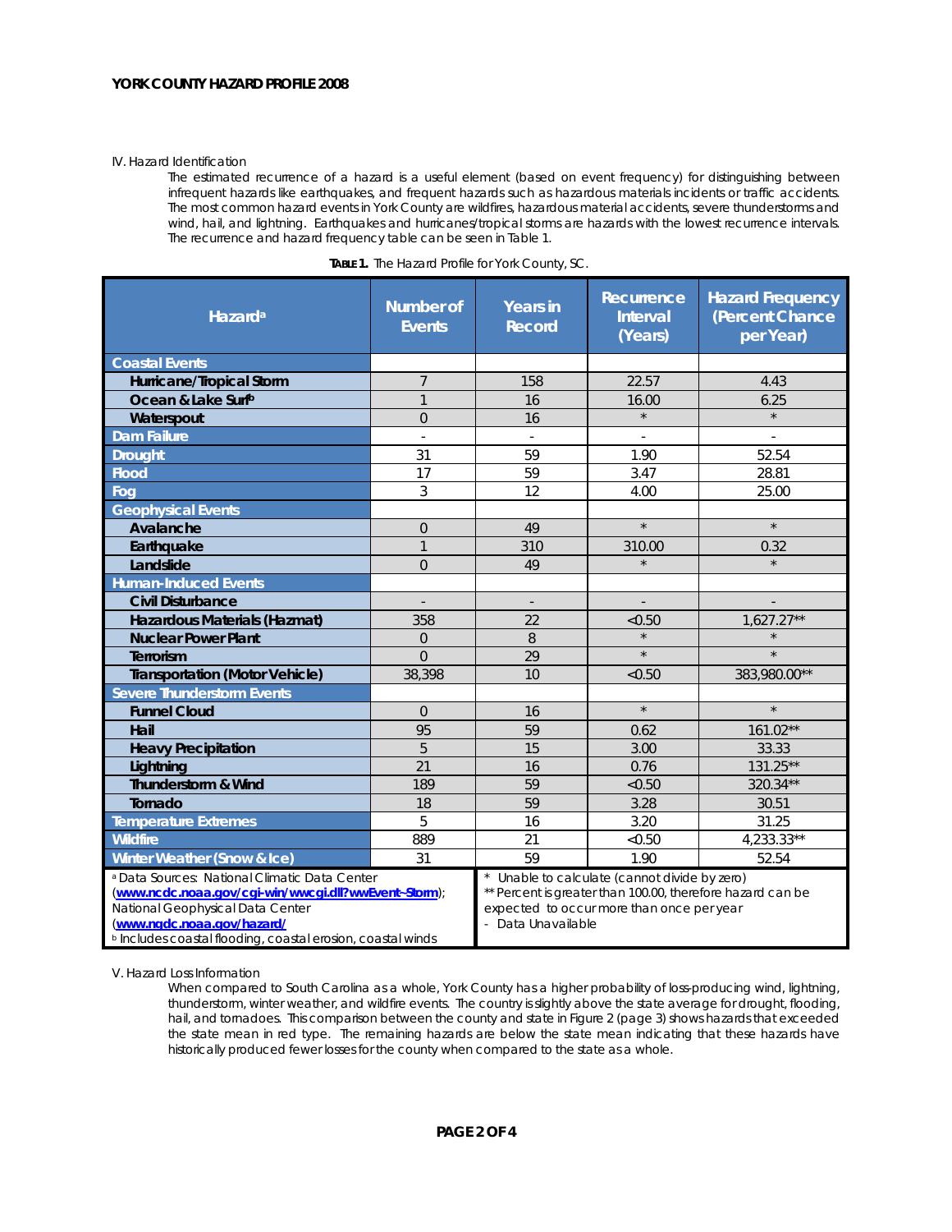IV. Hazard Identification

The estimated recurrence of a hazard is a useful element (based on event frequency) for distinguishing between infrequent hazards like earthquakes, and frequent hazards such as hazardous materials incidents or traffic accidents. The most common hazard events in York County are wildfires, hazardous material accidents, severe thunderstorms and wind, hail, and lightning. Earthquakes and hurricanes/tropical storms are hazards with the lowest recurrence intervals. The recurrence and hazard frequency table can be seen in Table 1.

**TABLE 1.** The Hazard Profile for York County, SC.

| Hazard[a] | Number of Events | Years in Record | Recurrence Interval (Years) | Hazard Frequency (Percent Chance per Year) |
|---|---|---|---|---|
| **Coastal Events** | | | | |
| Hurricane/Tropical Storm | 7 | 158 | 22.57 | 4.43 |
| Ocean & Lake Surf[b] | 1 | 16 | 16.00 | 6.25 |
| Waterspout | 0 | 16 | * | * |
| **Dam Failure** | - | - | - | - |
| **Drought** | 31 | 59 | 1.90 | 52.54 |
| **Flood** | 17 | 59 | 3.47 | 28.81 |
| **Fog** | 3 | 12 | 4.00 | 25.00 |
| **Geophysical Events** | | | | |
| Avalanche | 0 | 49 | * | * |
| Earthquake | 1 | 310 | 310.00 | 0.32 |
| Landslide | 0 | 49 | * | * |
| **Human-Induced Events** | | | | |
| Civil Disturbance | - | - | - | - |
| Hazardous Materials (Hazmat) | 358 | 22 | <0.50 | 1,627.27** |
| Nuclear Power Plant | 0 | 8 | * | * |
| Terrorism | 0 | 29 | * | * |
| Transportation (Motor Vehicle) | 38,398 | 10 | <0.50 | 383,980.00** |
| **Severe Thunderstorm Events** | | | | |
| Funnel Cloud | 0 | 16 | * | * |
| Hail | 95 | 59 | 0.62 | 161.02** |
| Heavy Precipitation | 5 | 15 | 3.00 | 33.33 |
| Lightning | 21 | 16 | 0.76 | 131.25** |
| Thunderstorm & Wind | 189 | 59 | <0.50 | 320.34** |
| Tornado | 18 | 59 | 3.28 | 30.51 |
| **Temperature Extremes** | 5 | 16 | 3.20 | 31.25 |
| **Wildfire** | 889 | 21 | <0.50 | 4,233.33** |
| **Winter Weather (Snow & Ice)** | 31 | 59 | 1.90 | 52.54 |

[a] Data Sources: National Climatic Data Center (www.ncdc.noaa.gov/cgi-win/wwcgi.dll?wwEvent~Storm); National Geophysical Data Center (www.ngdc.noaa.gov/hazard/)
[b] Includes coastal flooding, coastal erosion, coastal winds

\* Unable to calculate (cannot divide by zero)
** Percent is greater than 100.00, therefore hazard can be expected to occur more than once per year
\- Data Unavailable

V. Hazard Loss Information

When compared to South Carolina as a whole, York County has a higher probability of loss-producing wind, lightning, thunderstorm, winter weather, and wildfire events. The country is slightly above the state average for drought, flooding, hail, and tornadoes. This comparison between the county and state in Figure 2 (page 3) shows hazards that exceeded the state mean in red type. The remaining hazards are below the state mean indicating that these hazards have historically produced fewer losses for the county when compared to the state as a whole.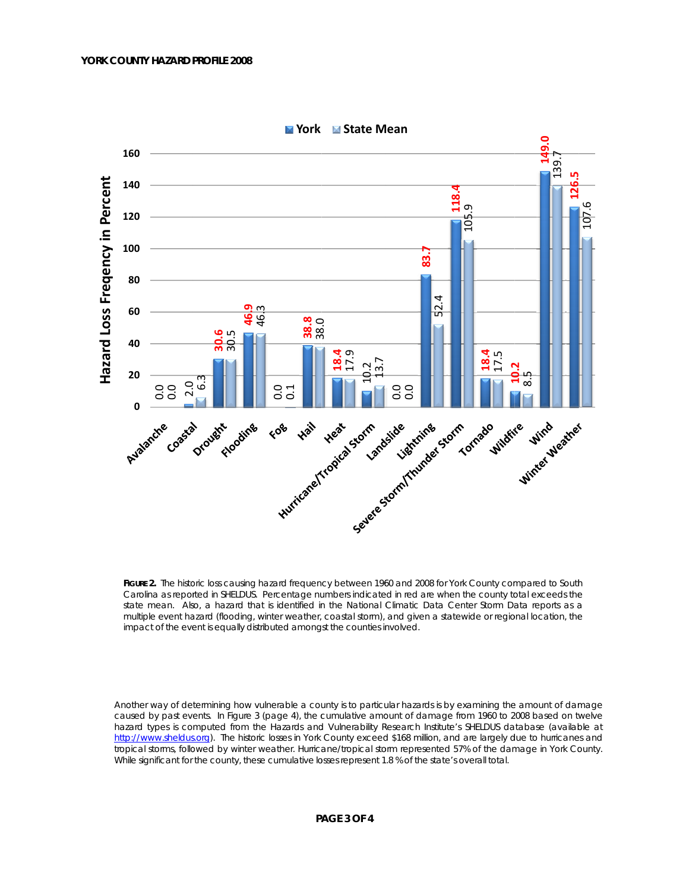**FIGURE 2.** The historic loss causing hazard frequency between 1960 and 2008 for York County compared to South Carolina as reported in SHELDUS. Percentage numbers indicated in red are when the county total exceeds the state mean. Also, a hazard that is identified in the National Climatic Data Center Storm Data reports as a multiple event hazard (flooding, winter weather, coastal storm), and given a statewide or regional location, the impact of the event is equally distributed amongst the counties involved.

Another way of determining how vulnerable a county is to particular hazards is by examining the amount of damage caused by past events. In Figure 3 (page 4), the cumulative amount of damage from 1960 to 2008 based on twelve hazard types is computed from the Hazards and Vulnerability Research Institute's SHELDUS database (available at http://www.sheldus.org). The historic losses in York County exceed $168 million, and are largely due to hurricanes and tropical storms, followed by winter weather. Hurricane/tropical storm represented 57% of the damage in York County. While significant for the county, these cumulative losses represent 1.8 % of the state's overall total.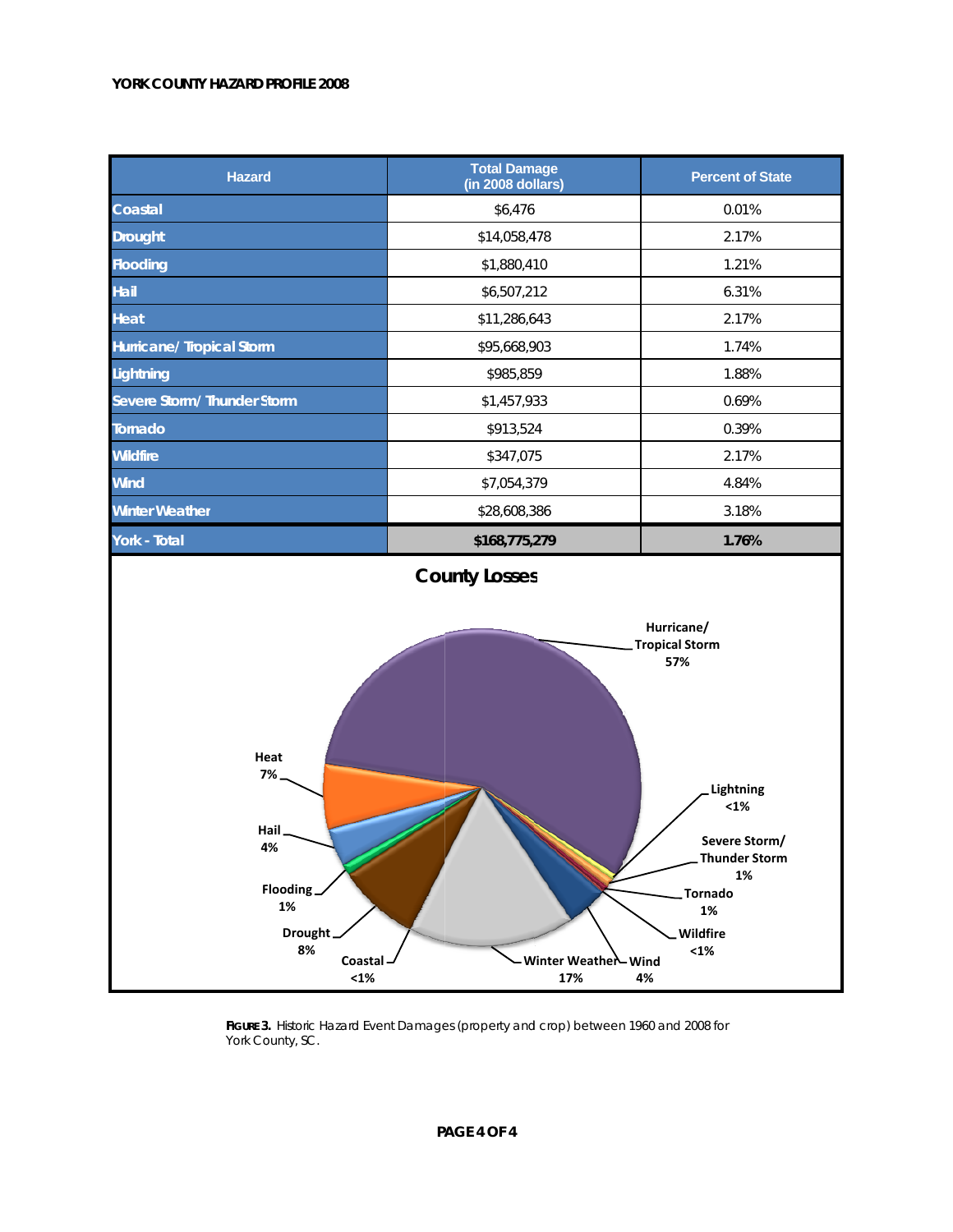| Hazard | Total Damage (in 2008 dollars) | Percent of State |
|---|---|---|
| Coastal | $6,476 | 0.01% |
| Drought | $14,058,478 | 2.17% |
| Flooding | $1,880,410 | 1.21% |
| Hail | $6,507,212 | 6.31% |
| Heat | $11,286,643 | 2.17% |
| Hurricane/ Tropical Storm | $95,668,903 | 1.74% |
| Lightning | $985,859 | 1.88% |
| Severe Storm/ Thunder Storm | $1,457,933 | 0.69% |
| Tornado | $913,524 | 0.39% |
| Wildfire | $347,075 | 2.17% |
| Wind | $7,054,379 | 4.84% |
| Winter Weather | $28,608,386 | 3.18% |
| **York - Total** | **$168,775,279** | **1.76%** |

County Losses

Hurricane/ Tropical Storm 57%
Heat 7%
Hail 4%
Flooding 1%
Drought 8%
Coastal <1%
Winter Weather 17%
Wind 4%
Wildfire <1%
Tornado 1%
Severe Storm/ Thunder Storm 1%
Lightning <1%

**FIGURE 3.** Historic Hazard Event Damages (property and crop) between 1960 and 2008 for York County, SC.